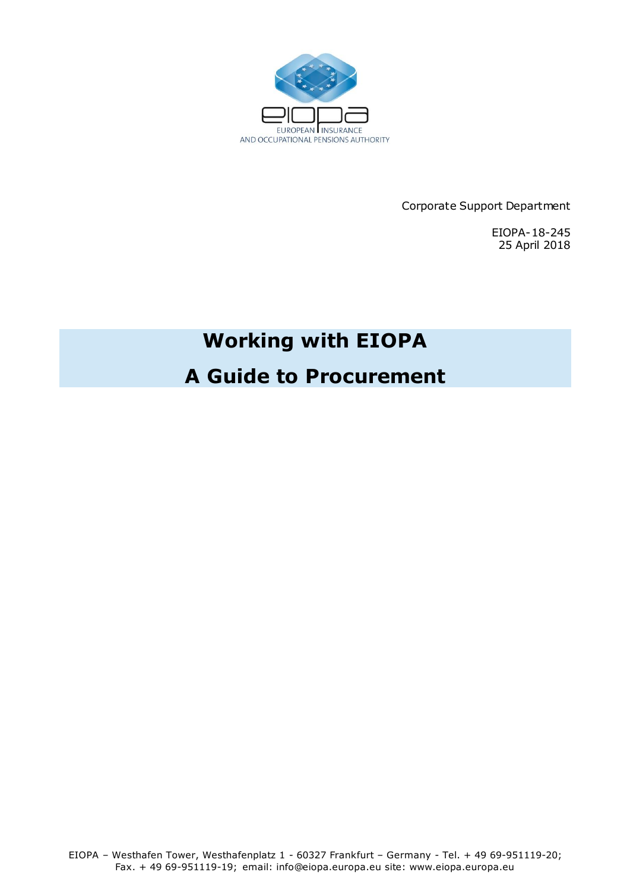EUROPEAN INSURANCE AND OCCUPATIONAL PENSIONS AUTHORITY

Corporate Support Department

EIOPA-18-245
25 April 2018

# Working with EIOPA

# A Guide to Procurement

EIOPA – Westhafen Tower, Westhafenplatz 1 - 60327 Frankfurt – Germany - Tel. + 49 69-951119-20; Fax. + 49 69-951119-19; email: info@eiopa.europa.eu site: www.eiopa.europa.eu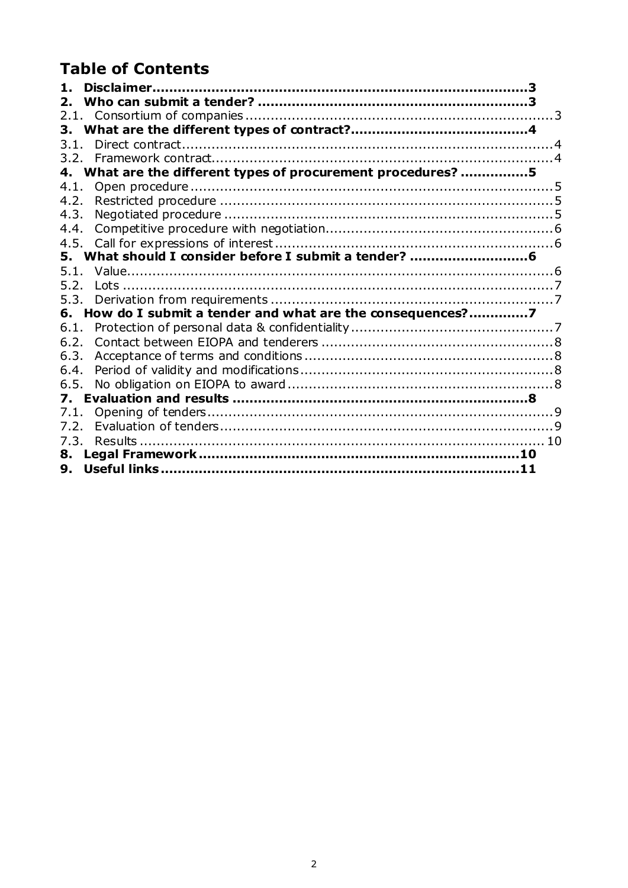## Table of Contents

**1. Disclaimer ........................................................................................ 3**
**2. Who can submit a tender? ............................................................... 3**
2.1. Consortium of companies ........................................................................ 3
**3. What are the different types of contract? ........................................ 4**
3.1. Direct contract ........................................................................................ 4
3.2. Framework contract ................................................................................ 4
**4. What are the different types of procurement procedures? ................. 5**
4.1. Open procedure ...................................................................................... 5
4.2. Restricted procedure ............................................................................... 5
4.3. Negotiated procedure .............................................................................. 5
4.4. Competitive procedure with negotiation ..................................................... 6
4.5. Call for expressions of interest ................................................................. 6
**5. What should I consider before I submit a tender? ............................ 6**
5.1. Value ...................................................................................................... 6
5.2. Lots ....................................................................................................... 7
5.3. Derivation from requirements .................................................................. 7
**6. How do I submit a tender and what are the consequences? .............. 7**
6.1. Protection of personal data & confidentiality ............................................... 7
6.2. Contact between EIOPA and tenderers ...................................................... 8
6.3. Acceptance of terms and conditions .......................................................... 8
6.4. Period of validity and modifications ........................................................... 8
6.5. No obligation on EIOPA to award .............................................................. 8
**7. Evaluation and results ..................................................................... 8**
7.1. Opening of tenders .................................................................................. 9
7.2. Evaluation of tenders ............................................................................... 9
7.3. Results ................................................................................................. 10
**8. Legal Framework .......................................................................... 10**
**9. Useful links .................................................................................. 11**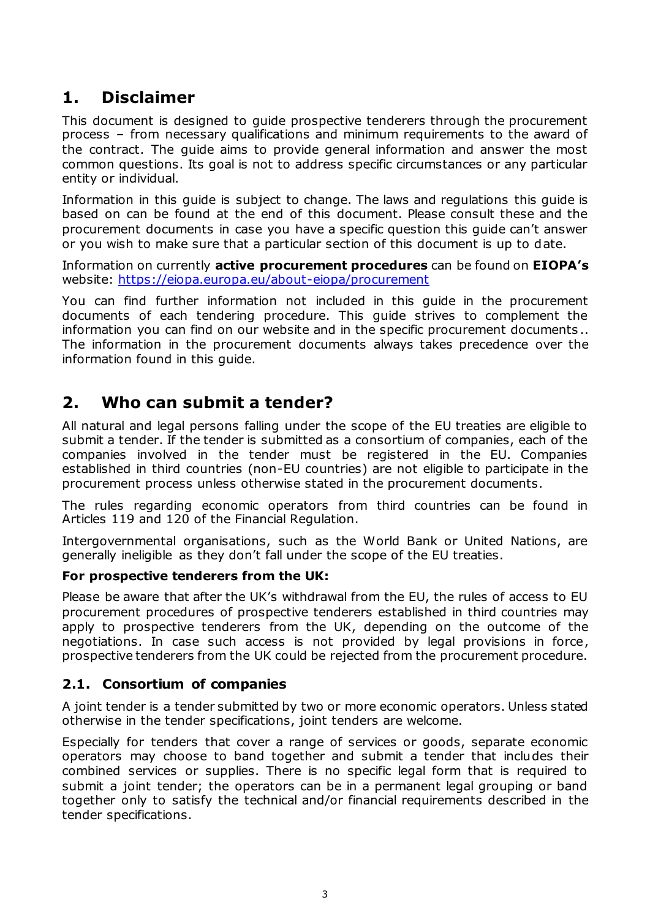## 1. Disclaimer

This document is designed to guide prospective tenderers through the procurement process – from necessary qualifications and minimum requirements to the award of the contract. The guide aims to provide general information and answer the most common questions. Its goal is not to address specific circumstances or any particular entity or individual.

Information in this guide is subject to change. The laws and regulations this guide is based on can be found at the end of this document. Please consult these and the procurement documents in case you have a specific question this guide can't answer or you wish to make sure that a particular section of this document is up to date.

Information on currently **active procurement procedures** can be found on **EIOPA's** website: https://eiopa.europa.eu/about-eiopa/procurement

You can find further information not included in this guide in the procurement documents of each tendering procedure. This guide strives to complement the information you can find on our website and in the specific procurement documents.. The information in the procurement documents always takes precedence over the information found in this guide.

## 2. Who can submit a tender?

All natural and legal persons falling under the scope of the EU treaties are eligible to submit a tender. If the tender is submitted as a consortium of companies, each of the companies involved in the tender must be registered in the EU. Companies established in third countries (non-EU countries) are not eligible to participate in the procurement process unless otherwise stated in the procurement documents.

The rules regarding economic operators from third countries can be found in Articles 119 and 120 of the Financial Regulation.

Intergovernmental organisations, such as the World Bank or United Nations, are generally ineligible as they don't fall under the scope of the EU treaties.

**For prospective tenderers from the UK:**

Please be aware that after the UK's withdrawal from the EU, the rules of access to EU procurement procedures of prospective tenderers established in third countries may apply to prospective tenderers from the UK, depending on the outcome of the negotiations. In case such access is not provided by legal provisions in force, prospective tenderers from the UK could be rejected from the procurement procedure.

### 2.1. Consortium of companies

A joint tender is a tender submitted by two or more economic operators. Unless stated otherwise in the tender specifications, joint tenders are welcome.

Especially for tenders that cover a range of services or goods, separate economic operators may choose to band together and submit a tender that includes their combined services or supplies. There is no specific legal form that is required to submit a joint tender; the operators can be in a permanent legal grouping or band together only to satisfy the technical and/or financial requirements described in the tender specifications.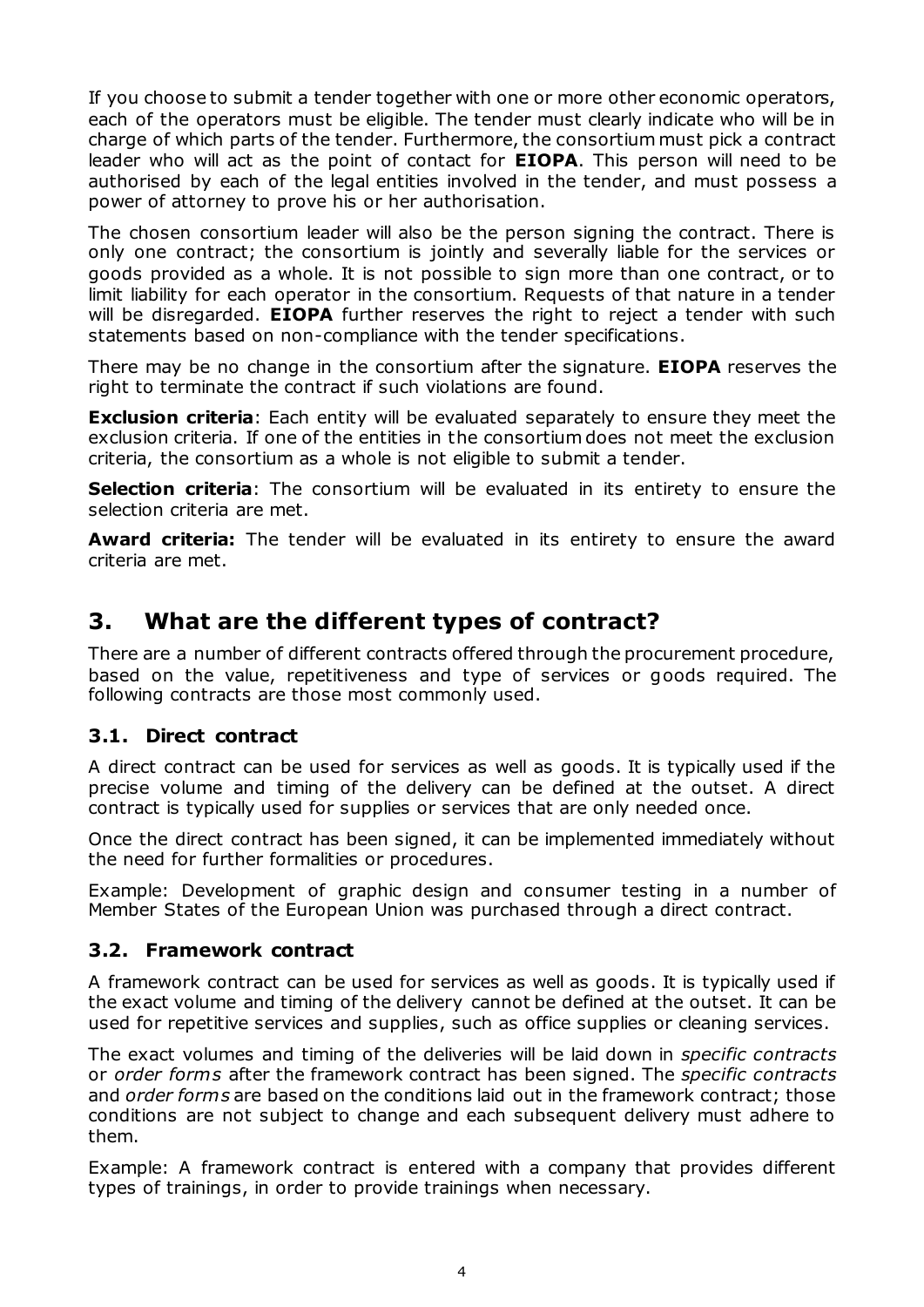If you choose to submit a tender together with one or more other economic operators, each of the operators must be eligible. The tender must clearly indicate who will be in charge of which parts of the tender. Furthermore, the consortium must pick a contract leader who will act as the point of contact for **EIOPA**. This person will need to be authorised by each of the legal entities involved in the tender, and must possess a power of attorney to prove his or her authorisation.

The chosen consortium leader will also be the person signing the contract. There is only one contract; the consortium is jointly and severally liable for the services or goods provided as a whole. It is not possible to sign more than one contract, or to limit liability for each operator in the consortium. Requests of that nature in a tender will be disregarded. **EIOPA** further reserves the right to reject a tender with such statements based on non-compliance with the tender specifications.

There may be no change in the consortium after the signature. **EIOPA** reserves the right to terminate the contract if such violations are found.

**Exclusion criteria**: Each entity will be evaluated separately to ensure they meet the exclusion criteria. If one of the entities in the consortium does not meet the exclusion criteria, the consortium as a whole is not eligible to submit a tender.

**Selection criteria**: The consortium will be evaluated in its entirety to ensure the selection criteria are met.

**Award criteria:** The tender will be evaluated in its entirety to ensure the award criteria are met.

# 3. What are the different types of contract?

There are a number of different contracts offered through the procurement procedure, based on the value, repetitiveness and type of services or goods required. The following contracts are those most commonly used.

## 3.1. Direct contract

A direct contract can be used for services as well as goods. It is typically used if the precise volume and timing of the delivery can be defined at the outset. A direct contract is typically used for supplies or services that are only needed once.

Once the direct contract has been signed, it can be implemented immediately without the need for further formalities or procedures.

Example: Development of graphic design and consumer testing in a number of Member States of the European Union was purchased through a direct contract.

## 3.2. Framework contract

A framework contract can be used for services as well as goods. It is typically used if the exact volume and timing of the delivery cannot be defined at the outset. It can be used for repetitive services and supplies, such as office supplies or cleaning services.

The exact volumes and timing of the deliveries will be laid down in *specific contracts* or *order forms* after the framework contract has been signed. The *specific contracts* and *order forms* are based on the conditions laid out in the framework contract; those conditions are not subject to change and each subsequent delivery must adhere to them.

Example: A framework contract is entered with a company that provides different types of trainings, in order to provide trainings when necessary.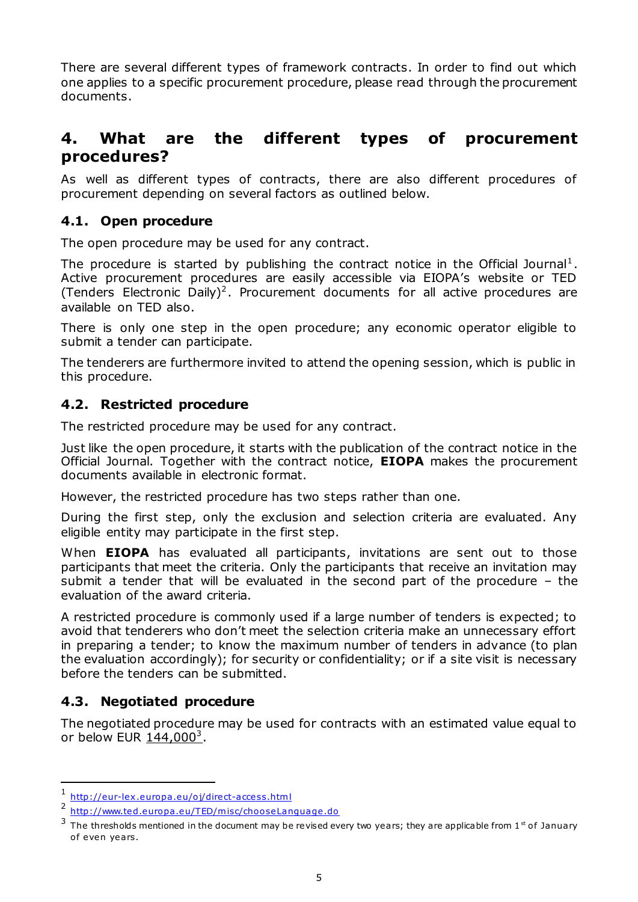There are several different types of framework contracts. In order to find out which one applies to a specific procurement procedure, please read through the procurement documents.

## 4. What are the different types of procurement procedures?

As well as different types of contracts, there are also different procedures of procurement depending on several factors as outlined below.

### 4.1. Open procedure

The open procedure may be used for any contract.

The procedure is started by publishing the contract notice in the Official Journal[1]. Active procurement procedures are easily accessible via EIOPA's website or TED (Tenders Electronic Daily)[2]. Procurement documents for all active procedures are available on TED also.

There is only one step in the open procedure; any economic operator eligible to submit a tender can participate.

The tenderers are furthermore invited to attend the opening session, which is public in this procedure.

### 4.2. Restricted procedure

The restricted procedure may be used for any contract.

Just like the open procedure, it starts with the publication of the contract notice in the Official Journal. Together with the contract notice, **EIOPA** makes the procurement documents available in electronic format.

However, the restricted procedure has two steps rather than one.

During the first step, only the exclusion and selection criteria are evaluated. Any eligible entity may participate in the first step.

When **EIOPA** has evaluated all participants, invitations are sent out to those participants that meet the criteria. Only the participants that receive an invitation may submit a tender that will be evaluated in the second part of the procedure – the evaluation of the award criteria.

A restricted procedure is commonly used if a large number of tenders is expected; to avoid that tenderers who don't meet the selection criteria make an unnecessary effort in preparing a tender; to know the maximum number of tenders in advance (to plan the evaluation accordingly); for security or confidentiality; or if a site visit is necessary before the tenders can be submitted.

### 4.3. Negotiated procedure

The negotiated procedure may be used for contracts with an estimated value equal to or below EUR 144,000[3].

---

[1] http://eur-lex.europa.eu/oj/direct-access.html

[2] http://www.ted.europa.eu/TED/misc/chooseLanguage.do

[3] The thresholds mentioned in the document may be revised every two years; they are applicable from 1st of January of even years.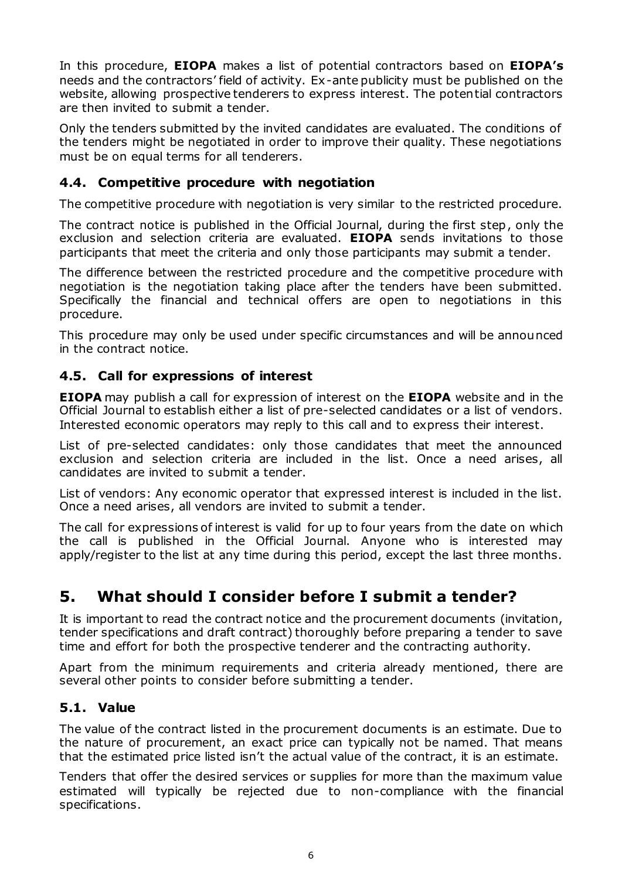In this procedure, **EIOPA** makes a list of potential contractors based on **EIOPA's** needs and the contractors' field of activity. Ex-ante publicity must be published on the website, allowing prospective tenderers to express interest. The potential contractors are then invited to submit a tender.

Only the tenders submitted by the invited candidates are evaluated. The conditions of the tenders might be negotiated in order to improve their quality. These negotiations must be on equal terms for all tenderers.

### 4.4. Competitive procedure with negotiation

The competitive procedure with negotiation is very similar to the restricted procedure.

The contract notice is published in the Official Journal, during the first step, only the exclusion and selection criteria are evaluated. **EIOPA** sends invitations to those participants that meet the criteria and only those participants may submit a tender.

The difference between the restricted procedure and the competitive procedure with negotiation is the negotiation taking place after the tenders have been submitted. Specifically the financial and technical offers are open to negotiations in this procedure.

This procedure may only be used under specific circumstances and will be announced in the contract notice.

### 4.5. Call for expressions of interest

**EIOPA** may publish a call for expression of interest on the **EIOPA** website and in the Official Journal to establish either a list of pre-selected candidates or a list of vendors. Interested economic operators may reply to this call and to express their interest.

List of pre-selected candidates: only those candidates that meet the announced exclusion and selection criteria are included in the list. Once a need arises, all candidates are invited to submit a tender.

List of vendors: Any economic operator that expressed interest is included in the list. Once a need arises, all vendors are invited to submit a tender.

The call for expressions of interest is valid for up to four years from the date on which the call is published in the Official Journal. Anyone who is interested may apply/register to the list at any time during this period, except the last three months.

## 5. What should I consider before I submit a tender?

It is important to read the contract notice and the procurement documents (invitation, tender specifications and draft contract) thoroughly before preparing a tender to save time and effort for both the prospective tenderer and the contracting authority.

Apart from the minimum requirements and criteria already mentioned, there are several other points to consider before submitting a tender.

### 5.1. Value

The value of the contract listed in the procurement documents is an estimate. Due to the nature of procurement, an exact price can typically not be named. That means that the estimated price listed isn't the actual value of the contract, it is an estimate.

Tenders that offer the desired services or supplies for more than the maximum value estimated will typically be rejected due to non-compliance with the financial specifications.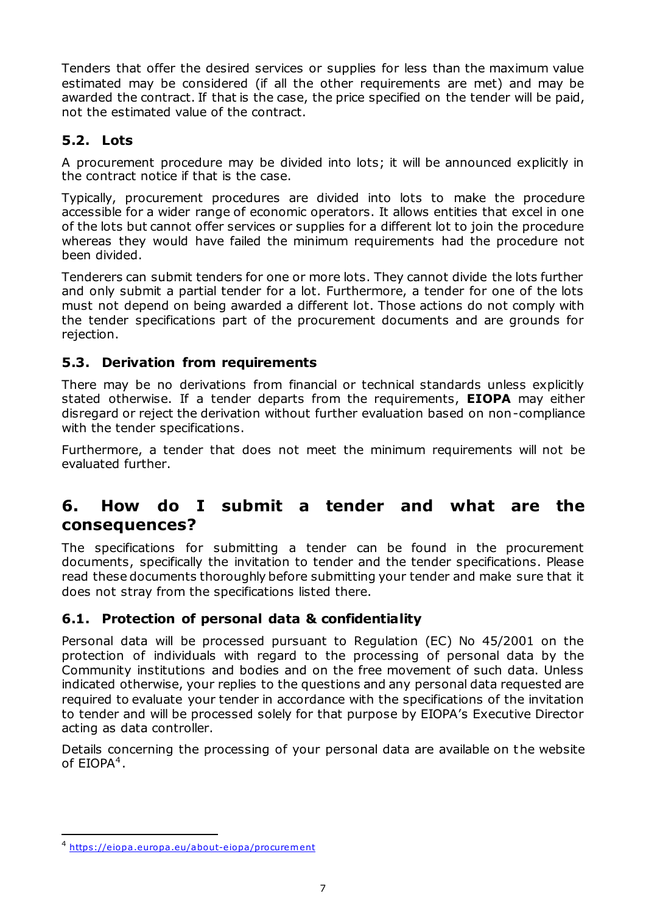Tenders that offer the desired services or supplies for less than the maximum value estimated may be considered (if all the other requirements are met) and may be awarded the contract. If that is the case, the price specified on the tender will be paid, not the estimated value of the contract.

### 5.2. Lots

A procurement procedure may be divided into lots; it will be announced explicitly in the contract notice if that is the case.

Typically, procurement procedures are divided into lots to make the procedure accessible for a wider range of economic operators. It allows entities that excel in one of the lots but cannot offer services or supplies for a different lot to join the procedure whereas they would have failed the minimum requirements had the procedure not been divided.

Tenderers can submit tenders for one or more lots. They cannot divide the lots further and only submit a partial tender for a lot. Furthermore, a tender for one of the lots must not depend on being awarded a different lot. Those actions do not comply with the tender specifications part of the procurement documents and are grounds for rejection.

### 5.3. Derivation from requirements

There may be no derivations from financial or technical standards unless explicitly stated otherwise. If a tender departs from the requirements, **EIOPA** may either disregard or reject the derivation without further evaluation based on non-compliance with the tender specifications.

Furthermore, a tender that does not meet the minimum requirements will not be evaluated further.

## 6. How do I submit a tender and what are the consequences?

The specifications for submitting a tender can be found in the procurement documents, specifically the invitation to tender and the tender specifications. Please read these documents thoroughly before submitting your tender and make sure that it does not stray from the specifications listed there.

### 6.1. Protection of personal data & confidentiality

Personal data will be processed pursuant to Regulation (EC) No 45/2001 on the protection of individuals with regard to the processing of personal data by the Community institutions and bodies and on the free movement of such data. Unless indicated otherwise, your replies to the questions and any personal data requested are required to evaluate your tender in accordance with the specifications of the invitation to tender and will be processed solely for that purpose by EIOPA's Executive Director acting as data controller.

Details concerning the processing of your personal data are available on the website of EIOPA[4].

[4] https://eiopa.europa.eu/about-eiopa/procurement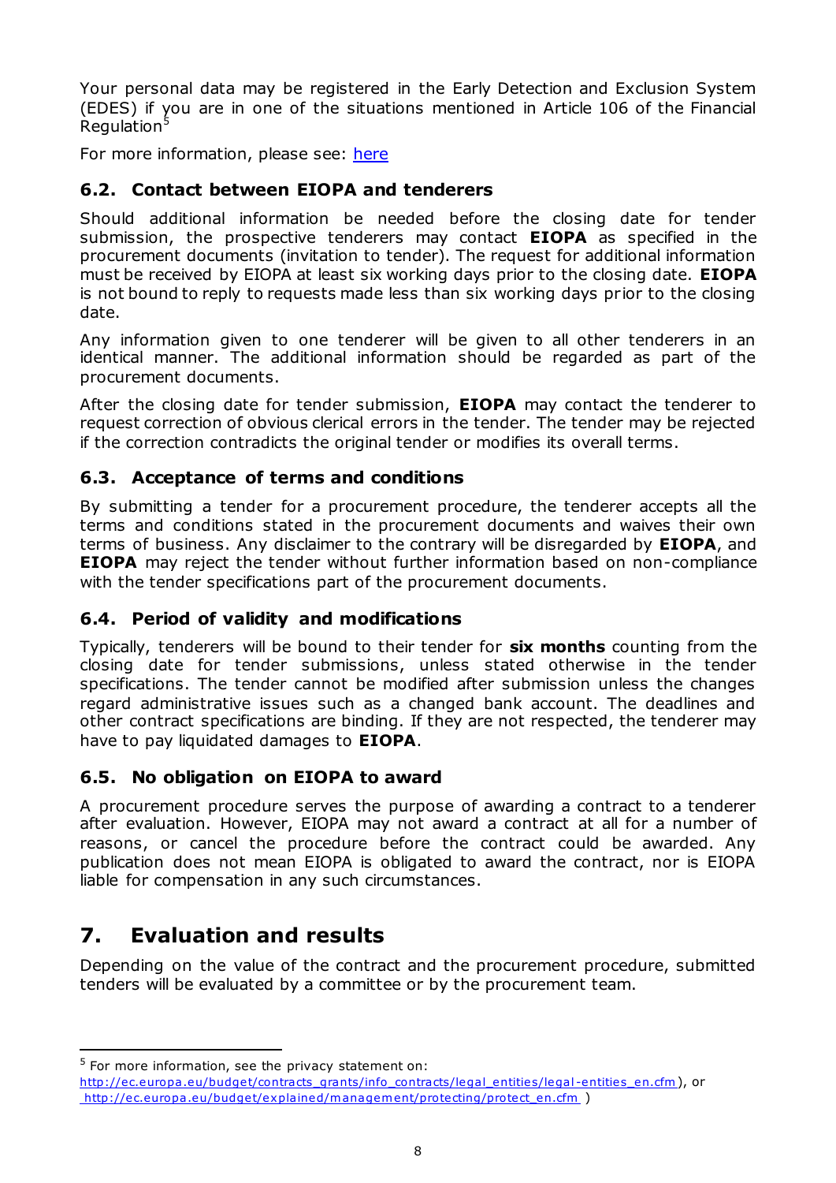Your personal data may be registered in the Early Detection and Exclusion System (EDES) if you are in one of the situations mentioned in Article 106 of the Financial Regulation[5]

For more information, please see: [here]

### 6.2. Contact between EIOPA and tenderers

Should additional information be needed before the closing date for tender submission, the prospective tenderers may contact **EIOPA** as specified in the procurement documents (invitation to tender). The request for additional information must be received by EIOPA at least six working days prior to the closing date. **EIOPA** is not bound to reply to requests made less than six working days prior to the closing date.

Any information given to one tenderer will be given to all other tenderers in an identical manner. The additional information should be regarded as part of the procurement documents.

After the closing date for tender submission, **EIOPA** may contact the tenderer to request correction of obvious clerical errors in the tender. The tender may be rejected if the correction contradicts the original tender or modifies its overall terms.

### 6.3. Acceptance of terms and conditions

By submitting a tender for a procurement procedure, the tenderer accepts all the terms and conditions stated in the procurement documents and waives their own terms of business. Any disclaimer to the contrary will be disregarded by **EIOPA**, and **EIOPA** may reject the tender without further information based on non-compliance with the tender specifications part of the procurement documents.

### 6.4. Period of validity and modifications

Typically, tenderers will be bound to their tender for **six months** counting from the closing date for tender submissions, unless stated otherwise in the tender specifications. The tender cannot be modified after submission unless the changes regard administrative issues such as a changed bank account. The deadlines and other contract specifications are binding. If they are not respected, the tenderer may have to pay liquidated damages to **EIOPA**.

### 6.5. No obligation on EIOPA to award

A procurement procedure serves the purpose of awarding a contract to a tenderer after evaluation. However, EIOPA may not award a contract at all for a number of reasons, or cancel the procedure before the contract could be awarded. Any publication does not mean EIOPA is obligated to award the contract, nor is EIOPA liable for compensation in any such circumstances.

## 7. Evaluation and results

Depending on the value of the contract and the procurement procedure, submitted tenders will be evaluated by a committee or by the procurement team.

---

[5] For more information, see the privacy statement on: http://ec.europa.eu/budget/contracts_grants/info_contracts/legal_entities/legal-entities_en.cfm), or http://ec.europa.eu/budget/explained/management/protecting/protect_en.cfm )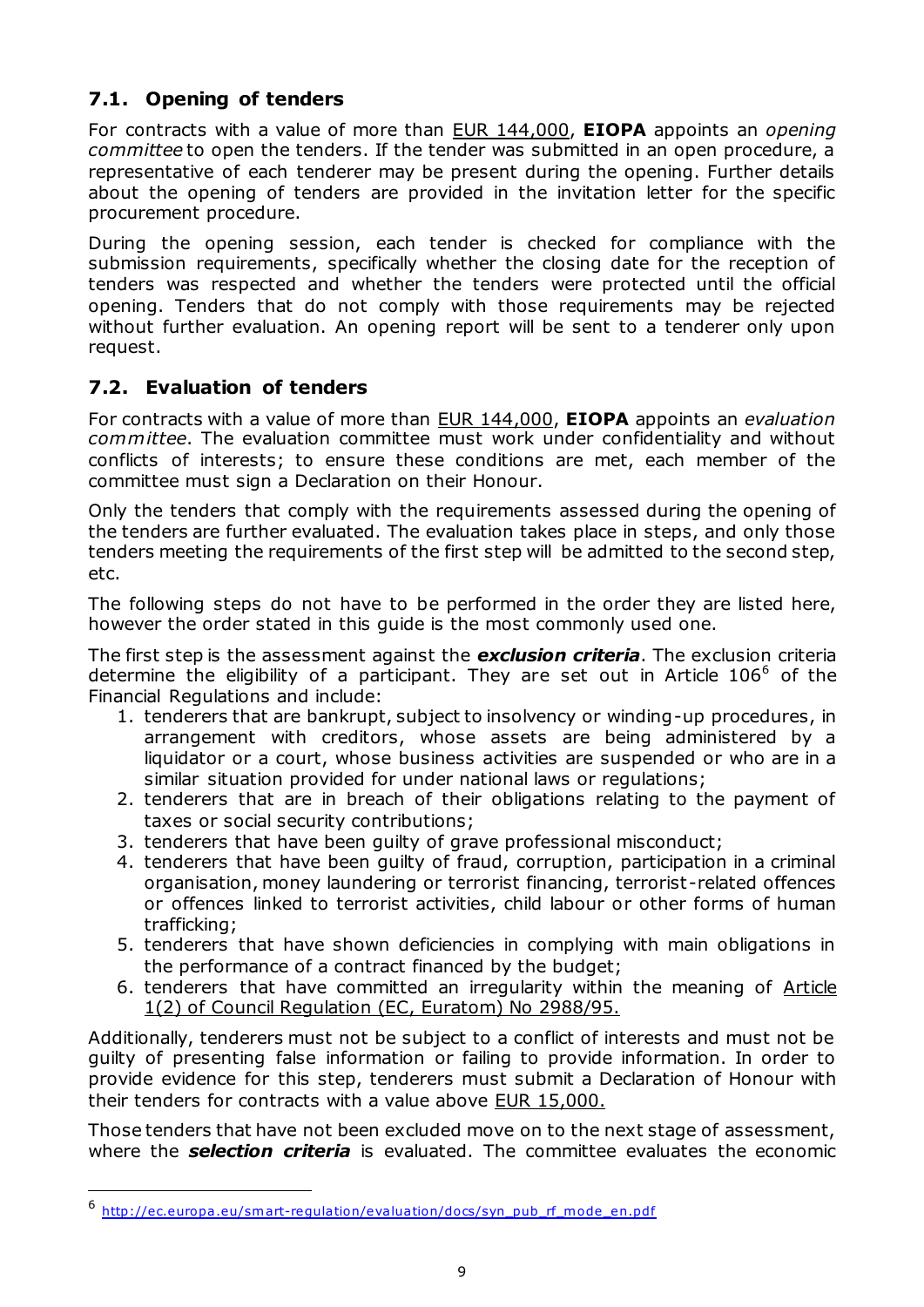## 7.1. Opening of tenders

For contracts with a value of more than EUR 144,000, **EIOPA** appoints an *opening committee* to open the tenders. If the tender was submitted in an open procedure, a representative of each tenderer may be present during the opening. Further details about the opening of tenders are provided in the invitation letter for the specific procurement procedure.

During the opening session, each tender is checked for compliance with the submission requirements, specifically whether the closing date for the reception of tenders was respected and whether the tenders were protected until the official opening. Tenders that do not comply with those requirements may be rejected without further evaluation. An opening report will be sent to a tenderer only upon request.

## 7.2. Evaluation of tenders

For contracts with a value of more than EUR 144,000, **EIOPA** appoints an *evaluation committee*. The evaluation committee must work under confidentiality and without conflicts of interests; to ensure these conditions are met, each member of the committee must sign a Declaration on their Honour.

Only the tenders that comply with the requirements assessed during the opening of the tenders are further evaluated. The evaluation takes place in steps, and only those tenders meeting the requirements of the first step will be admitted to the second step, etc.

The following steps do not have to be performed in the order they are listed here, however the order stated in this guide is the most commonly used one.

The first step is the assessment against the ***exclusion criteria***. The exclusion criteria determine the eligibility of a participant. They are set out in Article 106[6] of the Financial Regulations and include:

1. tenderers that are bankrupt, subject to insolvency or winding-up procedures, in arrangement with creditors, whose assets are being administered by a liquidator or a court, whose business activities are suspended or who are in a similar situation provided for under national laws or regulations;
2. tenderers that are in breach of their obligations relating to the payment of taxes or social security contributions;
3. tenderers that have been guilty of grave professional misconduct;
4. tenderers that have been guilty of fraud, corruption, participation in a criminal organisation, money laundering or terrorist financing, terrorist-related offences or offences linked to terrorist activities, child labour or other forms of human trafficking;
5. tenderers that have shown deficiencies in complying with main obligations in the performance of a contract financed by the budget;
6. tenderers that have committed an irregularity within the meaning of Article 1(2) of Council Regulation (EC, Euratom) No 2988/95.

Additionally, tenderers must not be subject to a conflict of interests and must not be guilty of presenting false information or failing to provide information. In order to provide evidence for this step, tenderers must submit a Declaration of Honour with their tenders for contracts with a value above EUR 15,000.

Those tenders that have not been excluded move on to the next stage of assessment, where the ***selection criteria*** is evaluated. The committee evaluates the economic

---

[6] http://ec.europa.eu/smart-regulation/evaluation/docs/syn_pub_rf_mode_en.pdf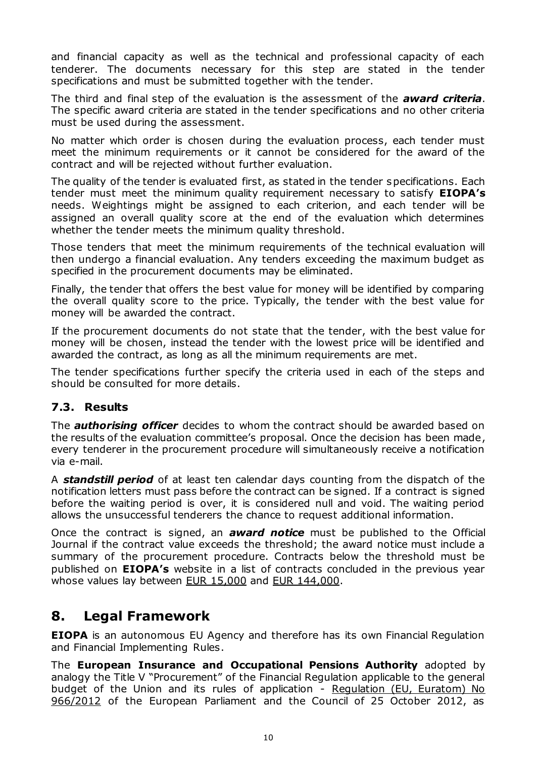and financial capacity as well as the technical and professional capacity of each tenderer. The documents necessary for this step are stated in the tender specifications and must be submitted together with the tender.

The third and final step of the evaluation is the assessment of the ***award criteria***. The specific award criteria are stated in the tender specifications and no other criteria must be used during the assessment.

No matter which order is chosen during the evaluation process, each tender must meet the minimum requirements or it cannot be considered for the award of the contract and will be rejected without further evaluation.

The quality of the tender is evaluated first, as stated in the tender specifications. Each tender must meet the minimum quality requirement necessary to satisfy **EIOPA's** needs. Weightings might be assigned to each criterion, and each tender will be assigned an overall quality score at the end of the evaluation which determines whether the tender meets the minimum quality threshold.

Those tenders that meet the minimum requirements of the technical evaluation will then undergo a financial evaluation. Any tenders exceeding the maximum budget as specified in the procurement documents may be eliminated.

Finally, the tender that offers the best value for money will be identified by comparing the overall quality score to the price. Typically, the tender with the best value for money will be awarded the contract.

If the procurement documents do not state that the tender, with the best value for money will be chosen, instead the tender with the lowest price will be identified and awarded the contract, as long as all the minimum requirements are met.

The tender specifications further specify the criteria used in each of the steps and should be consulted for more details.

### 7.3. Results

The ***authorising officer*** decides to whom the contract should be awarded based on the results of the evaluation committee's proposal. Once the decision has been made, every tenderer in the procurement procedure will simultaneously receive a notification via e-mail.

A ***standstill period*** of at least ten calendar days counting from the dispatch of the notification letters must pass before the contract can be signed. If a contract is signed before the waiting period is over, it is considered null and void. The waiting period allows the unsuccessful tenderers the chance to request additional information.

Once the contract is signed, an ***award notice*** must be published to the Official Journal if the contract value exceeds the threshold; the award notice must include a summary of the procurement procedure. Contracts below the threshold must be published on **EIOPA's** website in a list of contracts concluded in the previous year whose values lay between EUR 15,000 and EUR 144,000.

## 8. Legal Framework

**EIOPA** is an autonomous EU Agency and therefore has its own Financial Regulation and Financial Implementing Rules.

The **European Insurance and Occupational Pensions Authority** adopted by analogy the Title V "Procurement" of the Financial Regulation applicable to the general budget of the Union and its rules of application - Regulation (EU, Euratom) No 966/2012 of the European Parliament and the Council of 25 October 2012, as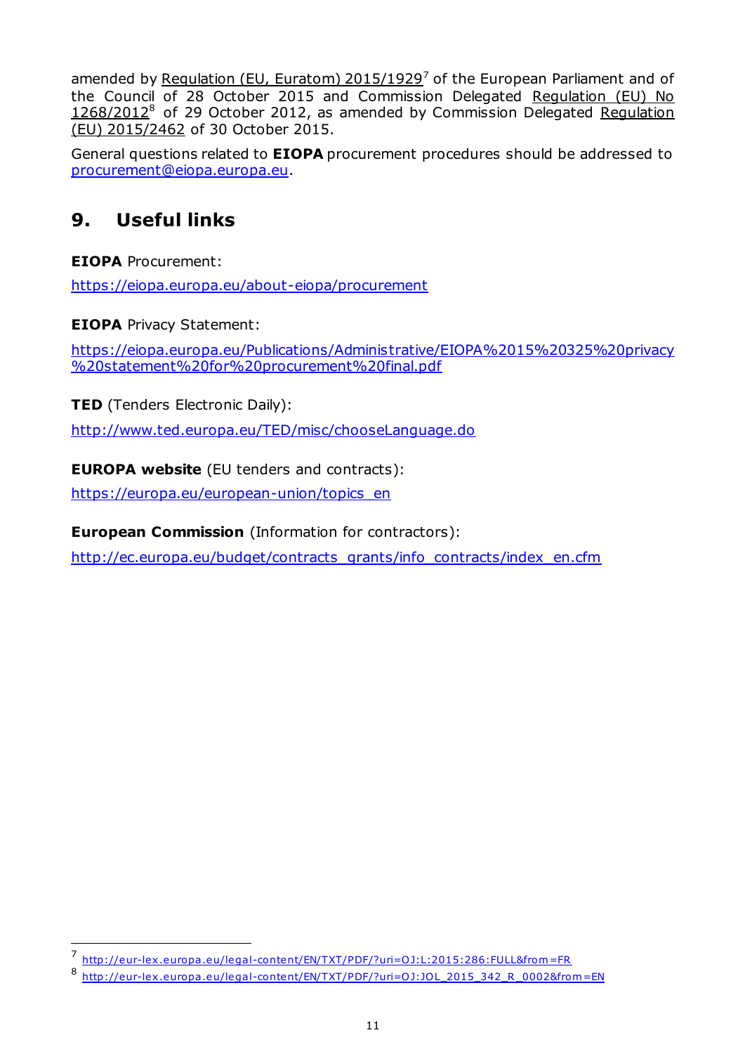amended by Regulation (EU, Euratom) 2015/1929[7] of the European Parliament and of the Council of 28 October 2015 and Commission Delegated Regulation (EU) No 1268/2012[8] of 29 October 2012, as amended by Commission Delegated Regulation (EU) 2015/2462 of 30 October 2015.

General questions related to **EIOPA** procurement procedures should be addressed to procurement@eiopa.europa.eu.

## 9. Useful links

**EIOPA** Procurement:

https://eiopa.europa.eu/about-eiopa/procurement

**EIOPA** Privacy Statement:

https://eiopa.europa.eu/Publications/Administrative/EIOPA%2015%20325%20privacy%20statement%20for%20procurement%20final.pdf

**TED** (Tenders Electronic Daily):

http://www.ted.europa.eu/TED/misc/chooseLanguage.do

**EUROPA website** (EU tenders and contracts):

https://europa.eu/european-union/topics_en

**European Commission** (Information for contractors):

http://ec.europa.eu/budget/contracts_grants/info_contracts/index_en.cfm

---

[7] http://eur-lex.europa.eu/legal-content/EN/TXT/PDF/?uri=OJ:L:2015:286:FULL&from=FR

[8] http://eur-lex.europa.eu/legal-content/EN/TXT/PDF/?uri=OJ:JOL_2015_342_R_0002&from=EN